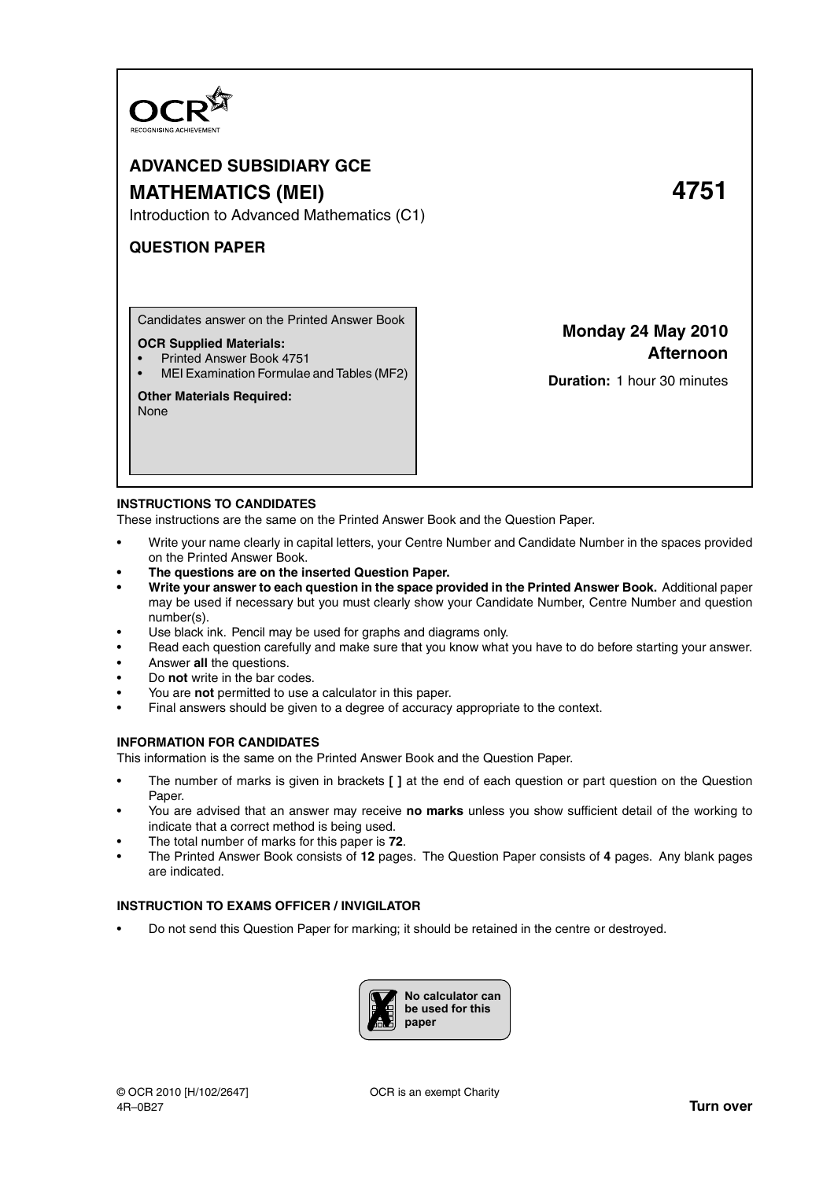OCR
RECOGNISING ACHIEVEMENT

# ADVANCED SUBSIDIARY GCE

# MATHEMATICS (MEI) 4751

Introduction to Advanced Mathematics (C1)

**QUESTION PAPER**

Candidates answer on the Printed Answer Book

**OCR Supplied Materials:**
- Printed Answer Book 4751
- MEI Examination Formulae and Tables (MF2)

**Other Materials Required:**
None

**Monday 24 May 2010**
**Afternoon**

**Duration:** 1 hour 30 minutes

## INSTRUCTIONS TO CANDIDATES

These instructions are the same on the Printed Answer Book and the Question Paper.

- Write your name clearly in capital letters, your Centre Number and Candidate Number in the spaces provided on the Printed Answer Book.
- **The questions are on the inserted Question Paper.**
- **Write your answer to each question in the space provided in the Printed Answer Book.** Additional paper may be used if necessary but you must clearly show your Candidate Number, Centre Number and question number(s).
- Use black ink. Pencil may be used for graphs and diagrams only.
- Read each question carefully and make sure that you know what you have to do before starting your answer.
- Answer **all** the questions.
- Do **not** write in the bar codes.
- You are **not** permitted to use a calculator in this paper.
- Final answers should be given to a degree of accuracy appropriate to the context.

## INFORMATION FOR CANDIDATES

This information is the same on the Printed Answer Book and the Question Paper.

- The number of marks is given in brackets **[ ]** at the end of each question or part question on the Question Paper.
- You are advised that an answer may receive **no marks** unless you show sufficient detail of the working to indicate that a correct method is being used.
- The total number of marks for this paper is **72**.
- The Printed Answer Book consists of **12** pages. The Question Paper consists of **4** pages. Any blank pages are indicated.

## INSTRUCTION TO EXAMS OFFICER / INVIGILATOR

- Do not send this Question Paper for marking; it should be retained in the centre or destroyed.

**No calculator can be used for this paper**

© OCR 2010 [H/102/2647]
4R–0B27

OCR is an exempt Charity

**Turn over**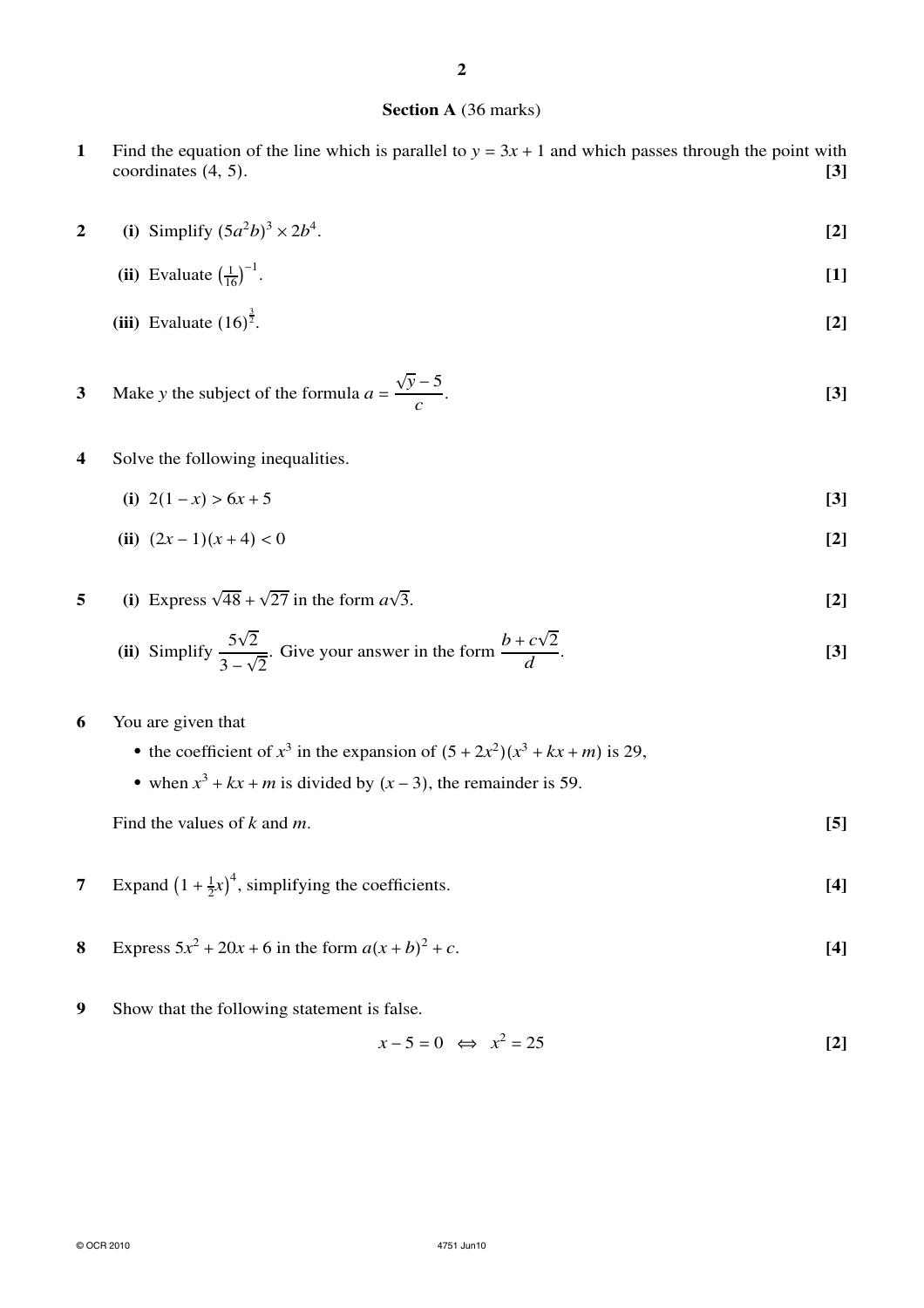## Section A (36 marks)

**1** Find the equation of the line which is parallel to $y = 3x + 1$ and which passes through the point with coordinates (4, 5). **[3]**

**2** **(i)** Simplify $(5a^2b)^3 \times 2b^4$. **[2]**

**(ii)** Evaluate $\left(\frac{1}{16}\right)^{-1}$. **[1]**

**(iii)** Evaluate $(16)^{\frac{3}{2}}$. **[2]**

**3** Make $y$ the subject of the formula $a = \dfrac{\sqrt{y} - 5}{c}$. **[3]**

**4** Solve the following inequalities.

**(i)** $2(1 - x) > 6x + 5$ **[3]**

**(ii)** $(2x - 1)(x + 4) < 0$ **[2]**

**5** **(i)** Express $\sqrt{48} + \sqrt{27}$ in the form $a\sqrt{3}$. **[2]**

**(ii)** Simplify $\dfrac{5\sqrt{2}}{3 - \sqrt{2}}$. Give your answer in the form $\dfrac{b + c\sqrt{2}}{d}$. **[3]**

**6** You are given that

- the coefficient of $x^3$ in the expansion of $(5 + 2x^2)(x^3 + kx + m)$ is 29,
- when $x^3 + kx + m$ is divided by $(x - 3)$, the remainder is 59.

Find the values of $k$ and $m$. **[5]**

**7** Expand $\left(1 + \frac{1}{2}x\right)^4$, simplifying the coefficients. **[4]**

**8** Express $5x^2 + 20x + 6$ in the form $a(x + b)^2 + c$. **[4]**

**9** Show that the following statement is false.

$$x - 5 = 0 \iff x^2 = 25$$ **[2]**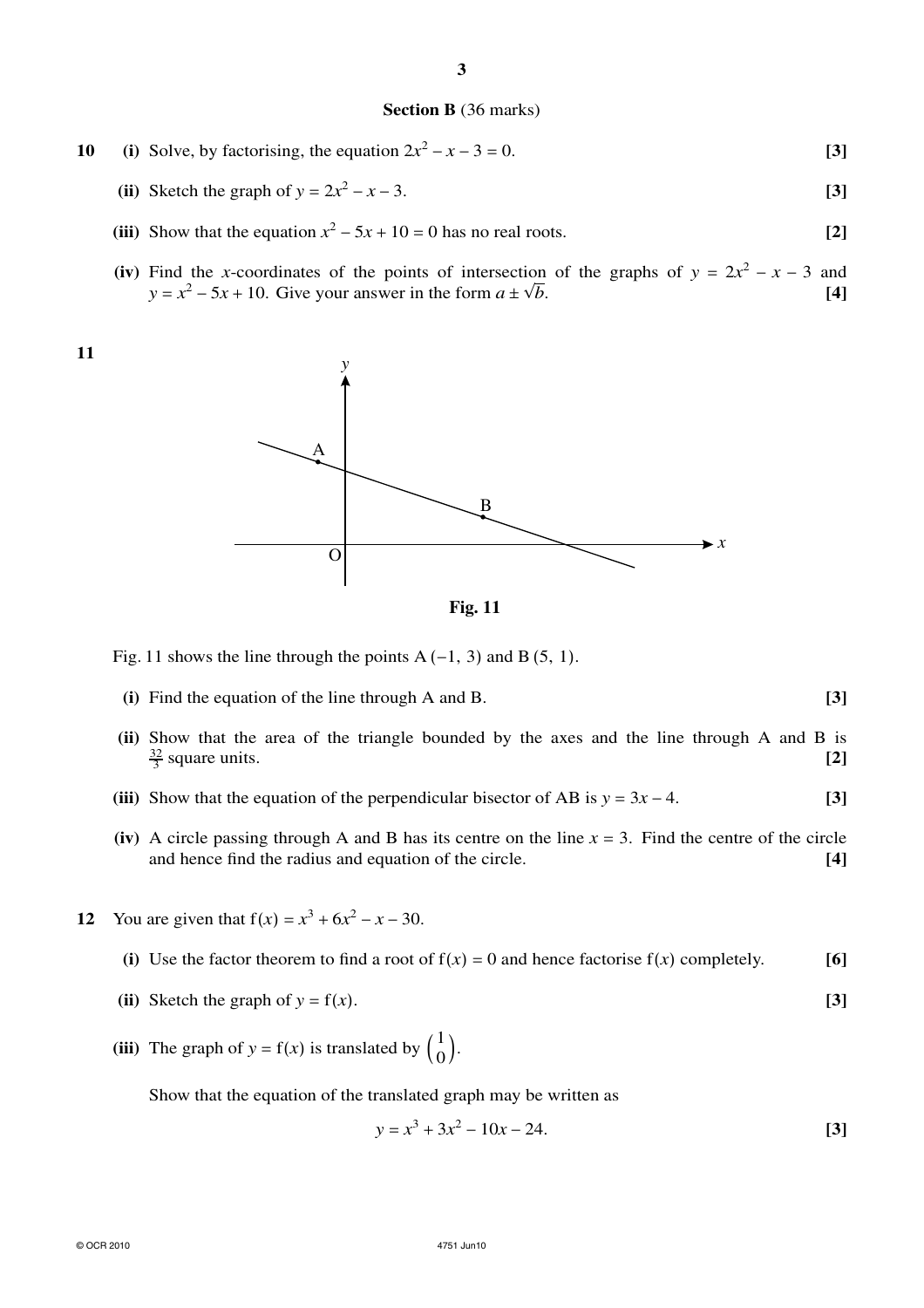## Section B (36 marks)

**10** **(i)** Solve, by factorising, the equation $2x^2 - x - 3 = 0$. **[3]**

**(ii)** Sketch the graph of $y = 2x^2 - x - 3$. **[3]**

**(iii)** Show that the equation $x^2 - 5x + 10 = 0$ has no real roots. **[2]**

**(iv)** Find the $x$-coordinates of the points of intersection of the graphs of $y = 2x^2 - x - 3$ and $y = x^2 - 5x + 10$. Give your answer in the form $a \pm \sqrt{b}$. **[4]**

**11**

**Fig. 11**

Fig. 11 shows the line through the points A $(-1, 3)$ and B $(5, 1)$.

**(i)** Find the equation of the line through A and B. **[3]**

**(ii)** Show that the area of the triangle bounded by the axes and the line through A and B is $\frac{32}{3}$ square units. **[2]**

**(iii)** Show that the equation of the perpendicular bisector of AB is $y = 3x - 4$. **[3]**

**(iv)** A circle passing through A and B has its centre on the line $x = 3$. Find the centre of the circle and hence find the radius and equation of the circle. **[4]**

**12** You are given that $\mathrm{f}(x) = x^3 + 6x^2 - x - 30$.

**(i)** Use the factor theorem to find a root of $\mathrm{f}(x) = 0$ and hence factorise $\mathrm{f}(x)$ completely. **[6]**

**(ii)** Sketch the graph of $y = \mathrm{f}(x)$. **[3]**

**(iii)** The graph of $y = \mathrm{f}(x)$ is translated by $\begin{pmatrix} 1 \\ 0 \end{pmatrix}$.

Show that the equation of the translated graph may be written as

$$y = x^3 + 3x^2 - 10x - 24.$$ **[3]**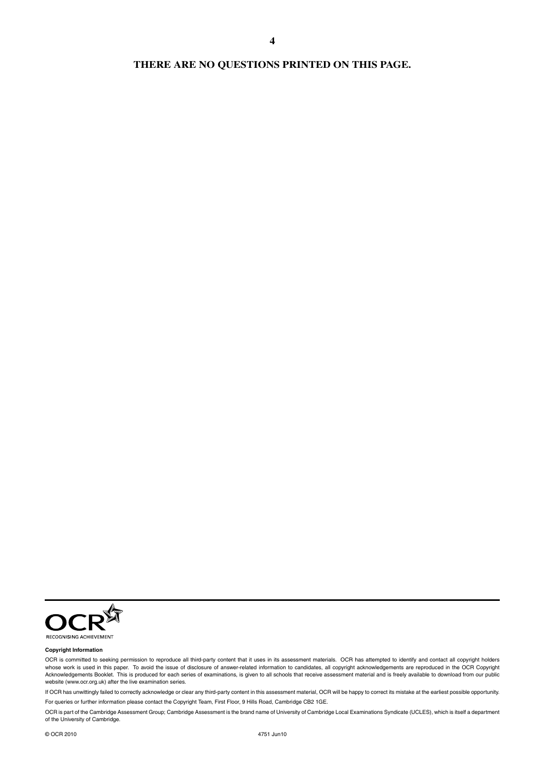**THERE ARE NO QUESTIONS PRINTED ON THIS PAGE.**

RECOGNISING ACHIEVEMENT

**Copyright Information**

OCR is committed to seeking permission to reproduce all third-party content that it uses in its assessment materials. OCR has attempted to identify and contact all copyright holders whose work is used in this paper. To avoid the issue of disclosure of answer-related information to candidates, all copyright acknowledgements are reproduced in the OCR Copyright Acknowledgements Booklet. This is produced for each series of examinations, is given to all schools that receive assessment material and is freely available to download from our public website (www.ocr.org.uk) after the live examination series.

If OCR has unwittingly failed to correctly acknowledge or clear any third-party content in this assessment material, OCR will be happy to correct its mistake at the earliest possible opportunity.

For queries or further information please contact the Copyright Team, First Floor, 9 Hills Road, Cambridge CB2 1GE.

OCR is part of the Cambridge Assessment Group; Cambridge Assessment is the brand name of University of Cambridge Local Examinations Syndicate (UCLES), which is itself a department of the University of Cambridge.

© OCR 2010 4751 Jun10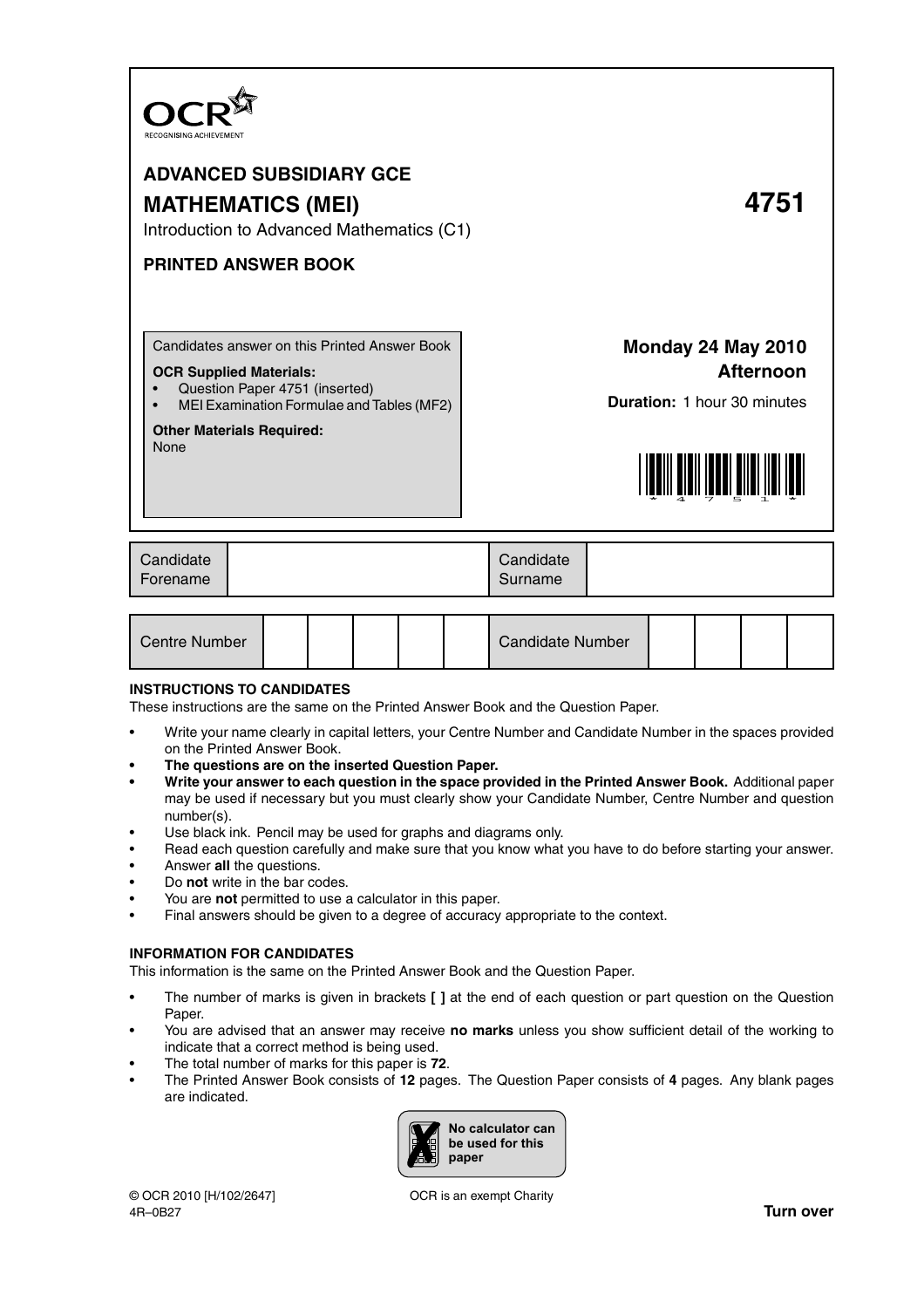# ADVANCED SUBSIDIARY GCE

# MATHEMATICS (MEI) 4751

Introduction to Advanced Mathematics (C1)

## PRINTED ANSWER BOOK

Candidates answer on this Printed Answer Book

**OCR Supplied Materials:**
- Question Paper 4751 (inserted)
- MEI Examination Formulae and Tables (MF2)

**Other Materials Required:**
None

**Monday 24 May 2010**
**Afternoon**

**Duration:** 1 hour 30 minutes

| Candidate Forename | | Candidate Surname | |
|---|---|---|---|

| Centre Number | | | | | | Candidate Number | | | | |
|---|---|---|---|---|---|---|---|---|---|---|

### INSTRUCTIONS TO CANDIDATES

These instructions are the same on the Printed Answer Book and the Question Paper.

- Write your name clearly in capital letters, your Centre Number and Candidate Number in the spaces provided on the Printed Answer Book.
- **The questions are on the inserted Question Paper.**
- **Write your answer to each question in the space provided in the Printed Answer Book.** Additional paper may be used if necessary but you must clearly show your Candidate Number, Centre Number and question number(s).
- Use black ink. Pencil may be used for graphs and diagrams only.
- Read each question carefully and make sure that you know what you have to do before starting your answer.
- Answer **all** the questions.
- Do **not** write in the bar codes.
- You are **not** permitted to use a calculator in this paper.
- Final answers should be given to a degree of accuracy appropriate to the context.

### INFORMATION FOR CANDIDATES

This information is the same on the Printed Answer Book and the Question Paper.

- The number of marks is given in brackets **[ ]** at the end of each question or part question on the Question Paper.
- You are advised that an answer may receive **no marks** unless you show sufficient detail of the working to indicate that a correct method is being used.
- The total number of marks for this paper is **72**.
- The Printed Answer Book consists of **12** pages. The Question Paper consists of **4** pages. Any blank pages are indicated.

**No calculator can be used for this paper**

© OCR 2010 [H/102/2647]
4R–0B27

OCR is an exempt Charity

**Turn over**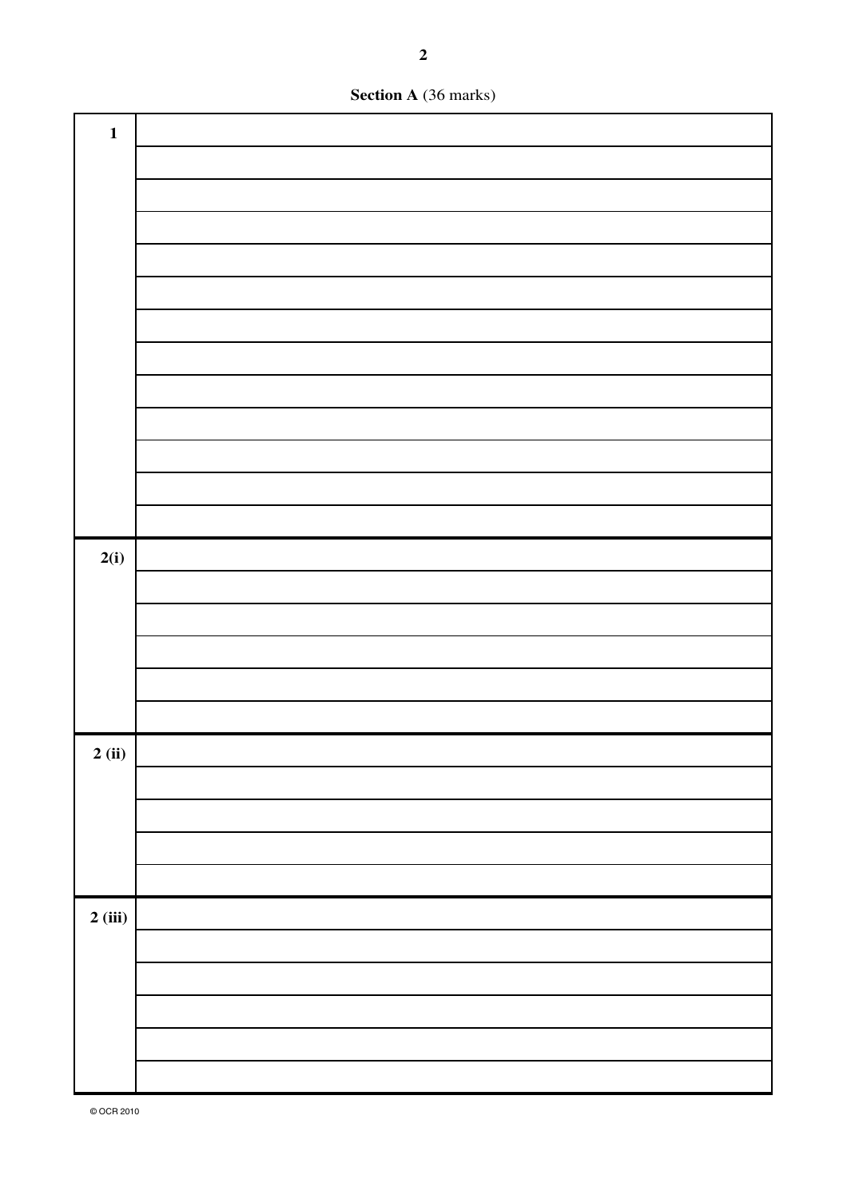**Section A** (36 marks)

| | |
|---|---|
| **1** | |
| | |
| | |
| | |
| | |
| | |
| | |
| | |
| | |
| | |
| | |
| | |
| | |
| **2(i)** | |
| | |
| | |
| | |
| | |
| | |
| **2 (ii)** | |
| | |
| | |
| | |
| | |
| **2 (iii)** | |
| | |
| | |
| | |
| | |
| | |

© OCR 2010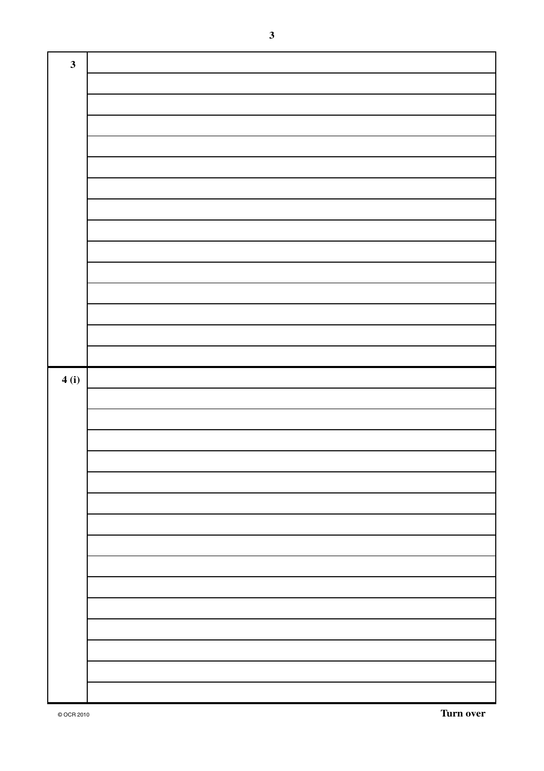3

4 (i)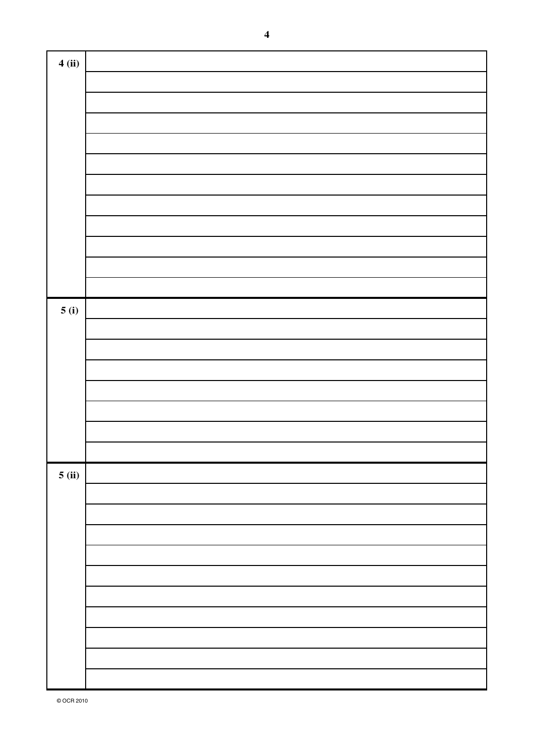| | |
|---|---|
| 4 (ii) | |
| | |
| | |
| | |
| | |
| | |
| | |
| | |
| | |
| | |
| | |
| | |
| 5 (i) | |
| | |
| | |
| | |
| | |
| | |
| | |
| | |
| 5 (ii) | |
| | |
| | |
| | |
| | |
| | |
| | |
| | |
| | |
| | |
| | |

© OCR 2010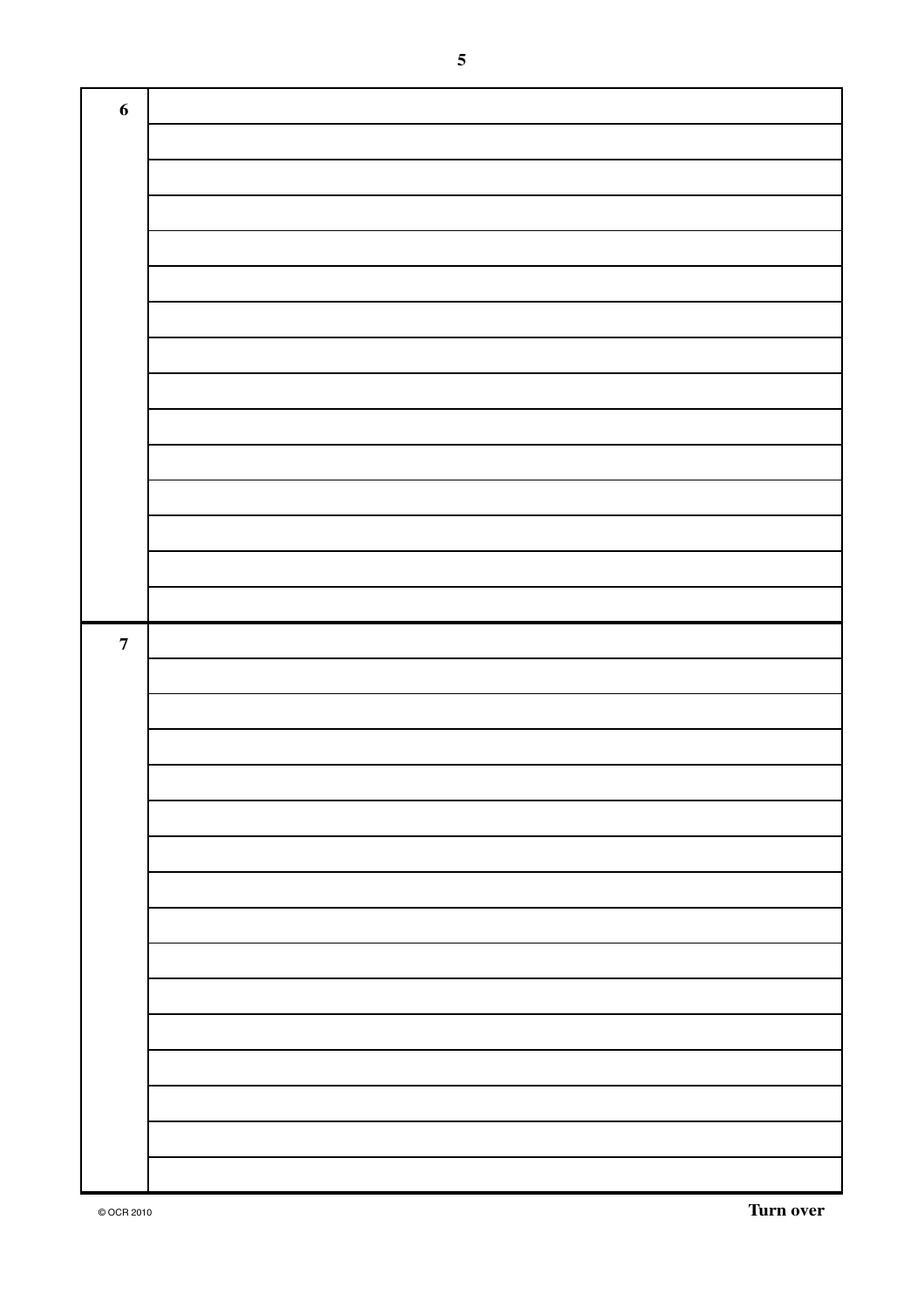| 6 | |
|---|---|
| | |
| | |
| | |
| | |
| | |
| | |
| | |
| | |
| | |
| | |
| | |
| | |
| | |
| | |
| 7 | |
| | |
| | |
| | |
| | |
| | |
| | |
| | |
| | |
| | |
| | |
| | |
| | |
| | |
| | |
| | |

© OCR 2010

**Turn over**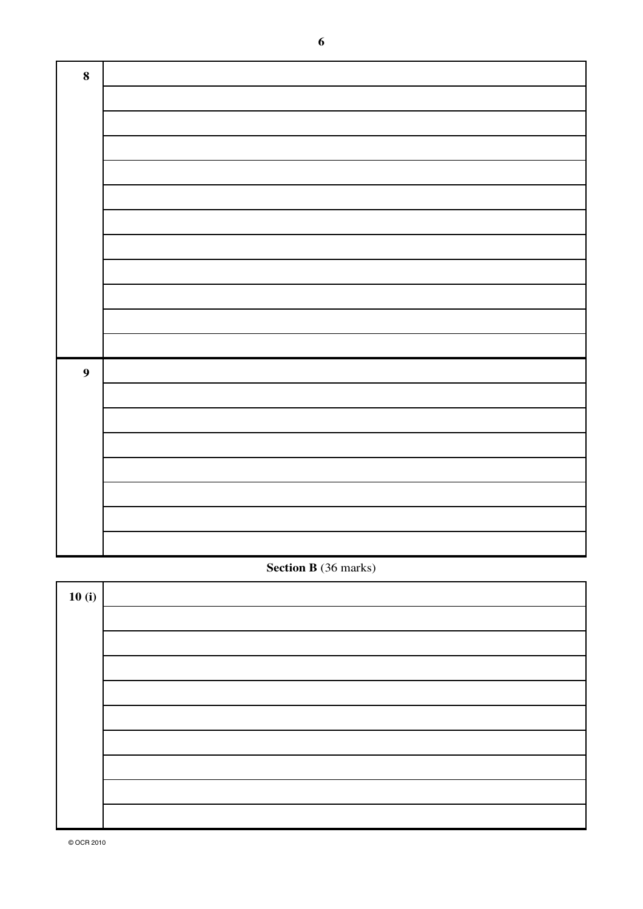| 8 |
|---|

| 9 |
|---|

**Section B** (36 marks)

| 10 (i) |
|---|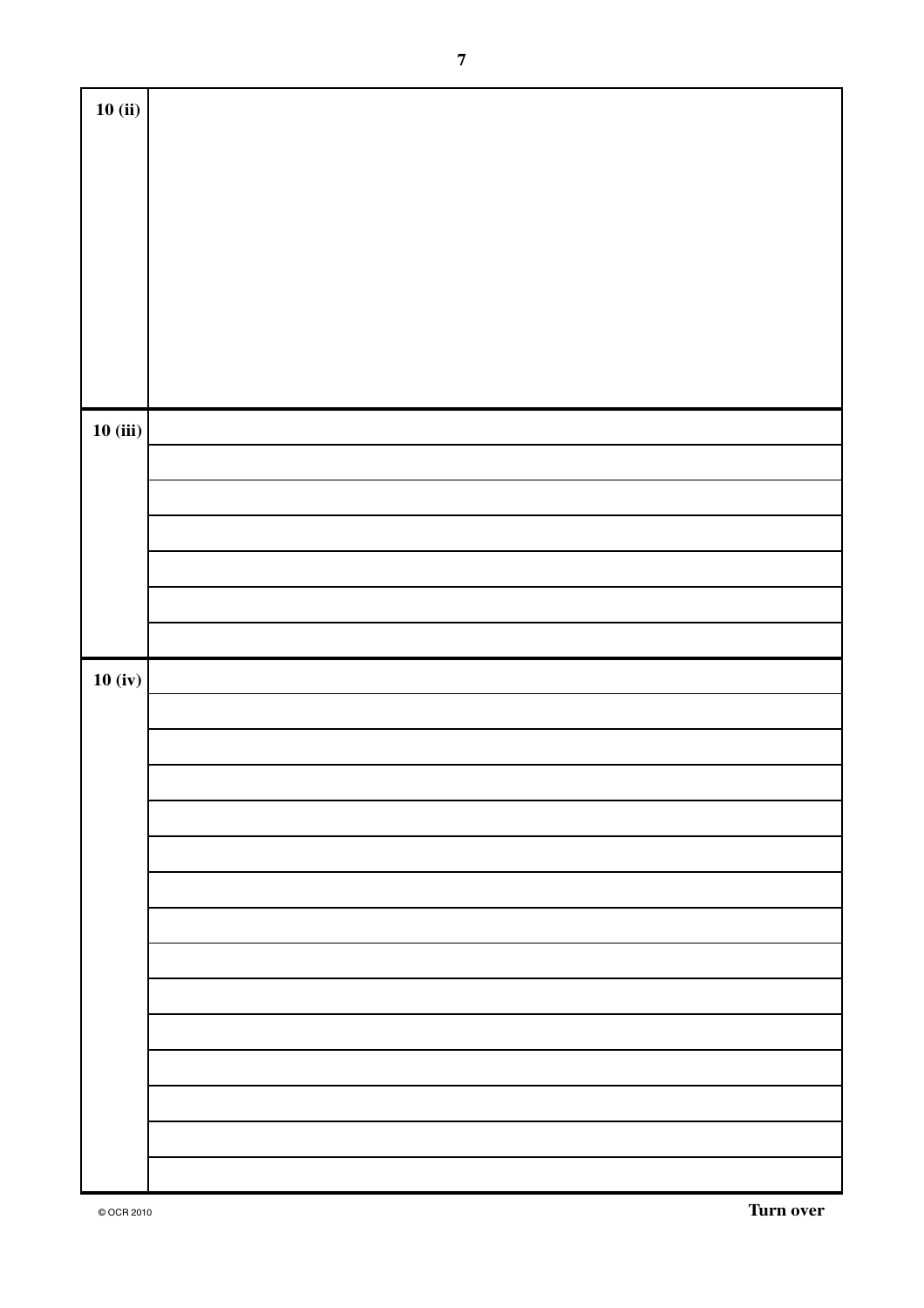10 (ii)

10 (iii)

10 (iv)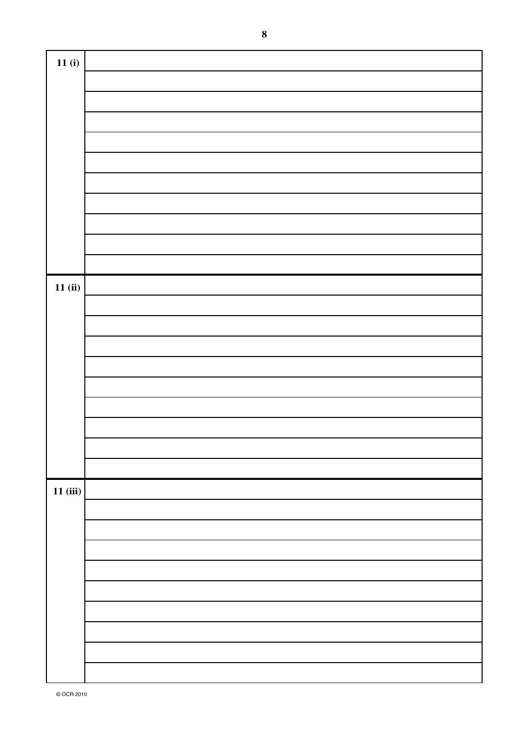| | |
|---|---|
| **11 (i)** | |
| | |
| | |
| | |
| | |
| | |
| | |
| | |
| | |
| | |
| | |
| **11 (ii)** | |
| | |
| | |
| | |
| | |
| | |
| | |
| | |
| | |
| | |
| **11 (iii)** | |
| | |
| | |
| | |
| | |
| | |
| | |
| | |
| | |
| | |

© OCR 2010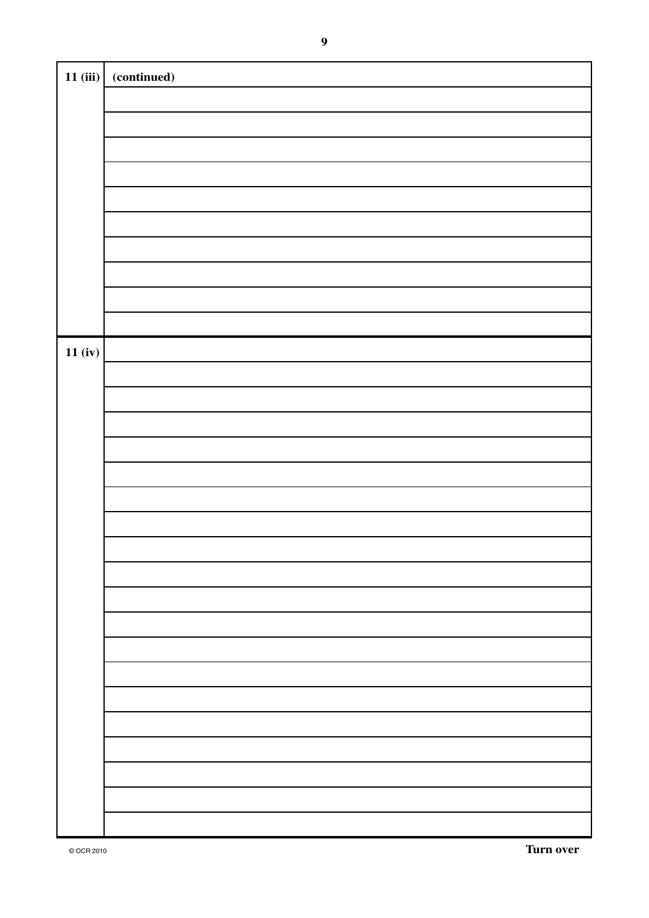| | |
|---|---|
| **11 (iii)** | **(continued)** |
| | |
| | |
| | |
| | |
| | |
| | |
| | |
| | |
| | |
| | |
| **11 (iv)** | |
| | |
| | |
| | |
| | |
| | |
| | |
| | |
| | |
| | |
| | |
| | |
| | |
| | |
| | |
| | |
| | |
| | |
| | |
| | |

**Turn over**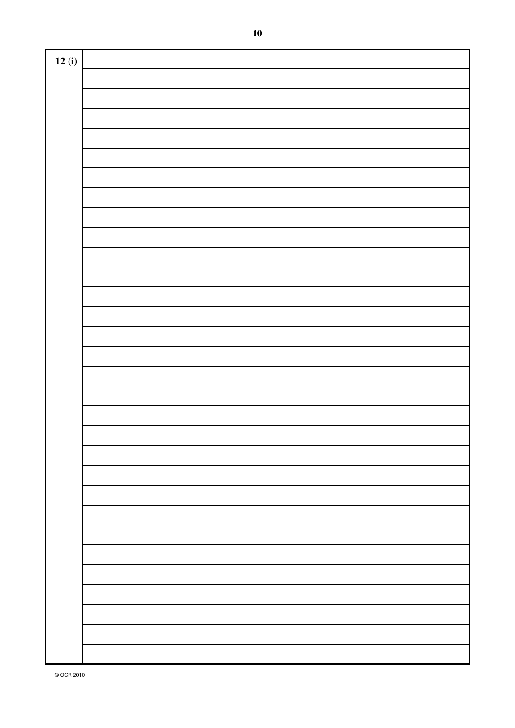12 (i)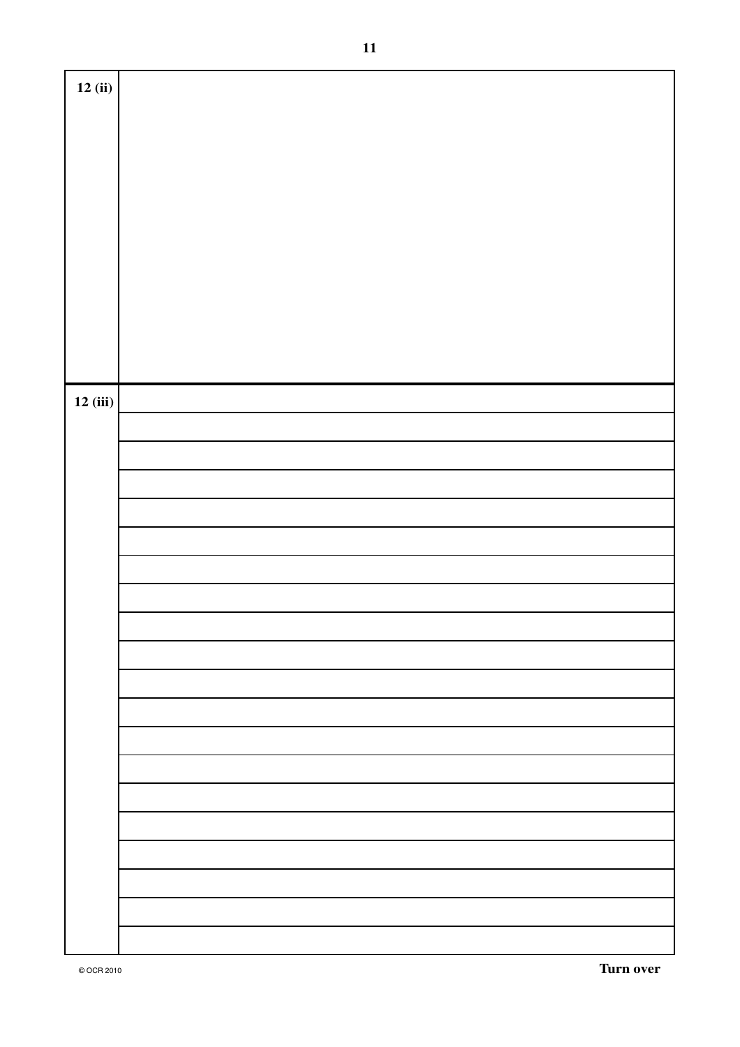| | |
|---|---|
| 12 (ii) | |
| 12 (iii) | |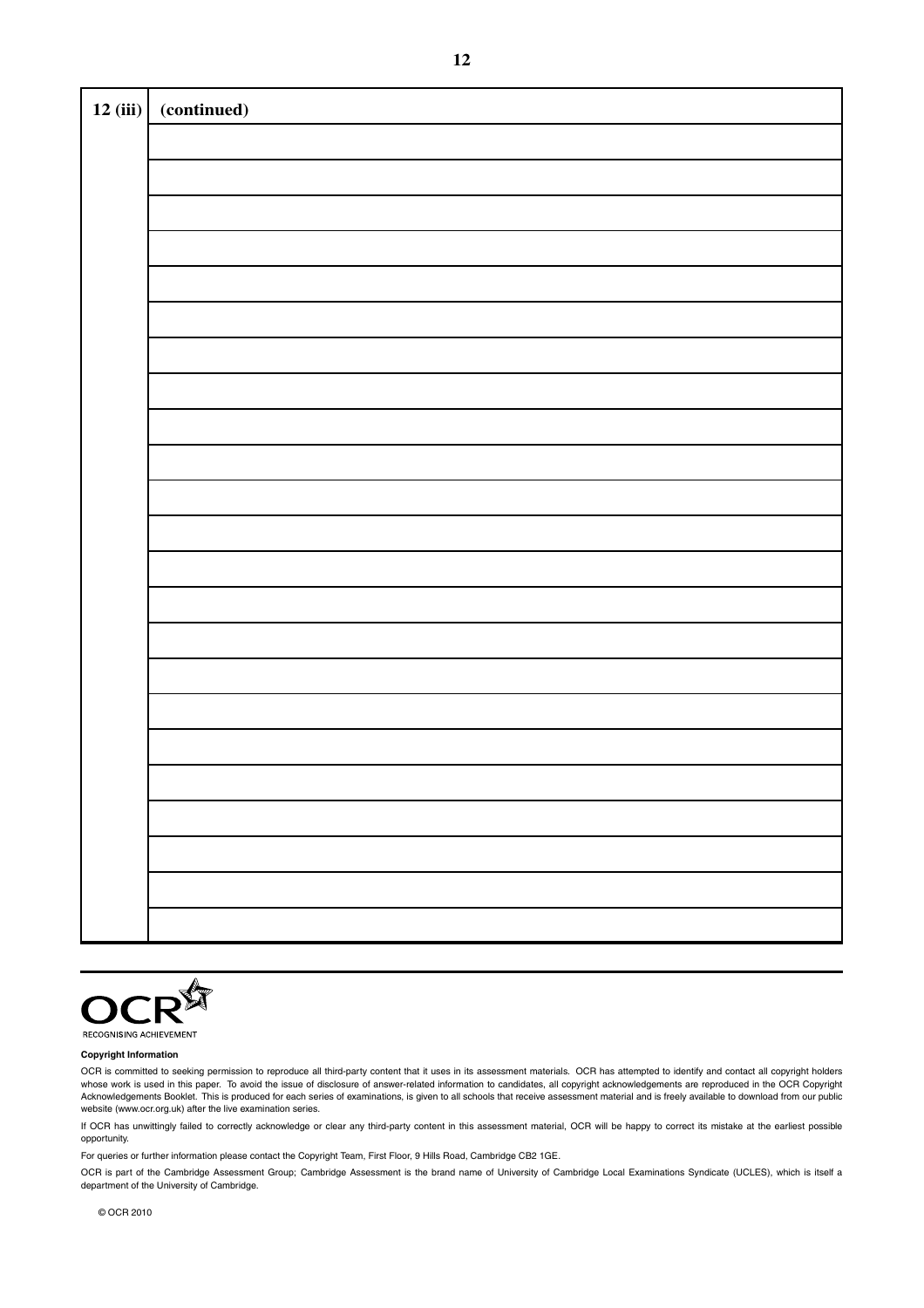| 12 (iii) | (continued) |
| --- | --- |
| | |
| | |
| | |
| | |
| | |
| | |
| | |
| | |
| | |
| | |
| | |
| | |
| | |
| | |
| | |
| | |
| | |
| | |
| | |
| | |
| | |
| | |
| | |

OCR
RECOGNISING ACHIEVEMENT

**Copyright Information**

OCR is committed to seeking permission to reproduce all third-party content that it uses in its assessment materials. OCR has attempted to identify and contact all copyright holders whose work is used in this paper. To avoid the issue of disclosure of answer-related information to candidates, all copyright acknowledgements are reproduced in the OCR Copyright Acknowledgements Booklet. This is produced for each series of examinations, is given to all schools that receive assessment material and is freely available to download from our public website (www.ocr.org.uk) after the live examination series.

If OCR has unwittingly failed to correctly acknowledge or clear any third-party content in this assessment material, OCR will be happy to correct its mistake at the earliest possible opportunity.

For queries or further information please contact the Copyright Team, First Floor, 9 Hills Road, Cambridge CB2 1GE.

OCR is part of the Cambridge Assessment Group; Cambridge Assessment is the brand name of University of Cambridge Local Examinations Syndicate (UCLES), which is itself a department of the University of Cambridge.

© OCR 2010